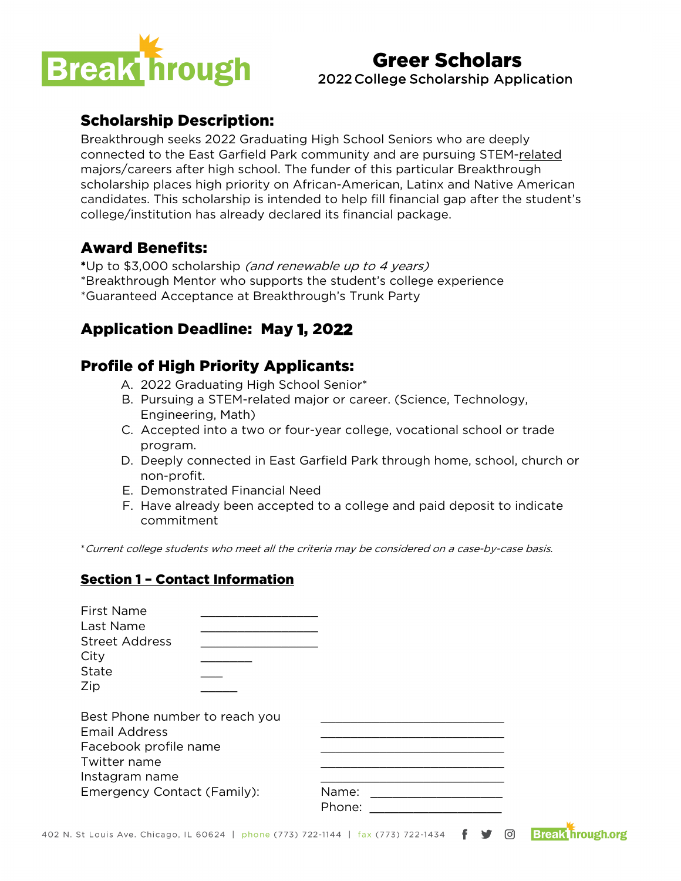# Greer Scholars

2022 College Scholarship Application

## Scholarship Description:

Breakthrough seeks 2022 Graduating High School Seniors who are deeply connected to the East Garfield Park community and are pursuing STEM-related majors/careers after high school. The funder of this particular Breakthrough scholarship places high priority on African-American, Latinx and Native American candidates. This scholarship is intended to help fill financial gap after the student's college/institution has already declared its financial package.

## Award Benefits:

*Up to $3,000 scholarship *(and renewable up to 4 years)*
*Breakthrough Mentor who supports the student's college experience
*Guaranteed Acceptance at Breakthrough's Trunk Party

## Application Deadline: May 1, 2022

## Profile of High Priority Applicants:

A. 2022 Graduating High School Senior*
B. Pursuing a STEM-related major or career. (Science, Technology, Engineering, Math)
C. Accepted into a two or four-year college, vocational school or trade program.
D. Deeply connected in East Garfield Park through home, school, church or non-profit.
E. Demonstrated Financial Need
F. Have already been accepted to a college and paid deposit to indicate commitment

**Current college students who meet all the criteria may be considered on a case-by-case basis.*

## Section 1 – Contact Information

First Name ________________
Last Name ________________
Street Address ________________
City ________
State ___
Zip _____

Best Phone number to reach you ________________________
Email Address ________________________
Facebook profile name ________________________
Twitter name ________________________
Instagram name ________________________
Emergency Contact (Family): Name: ________________
Phone: ________________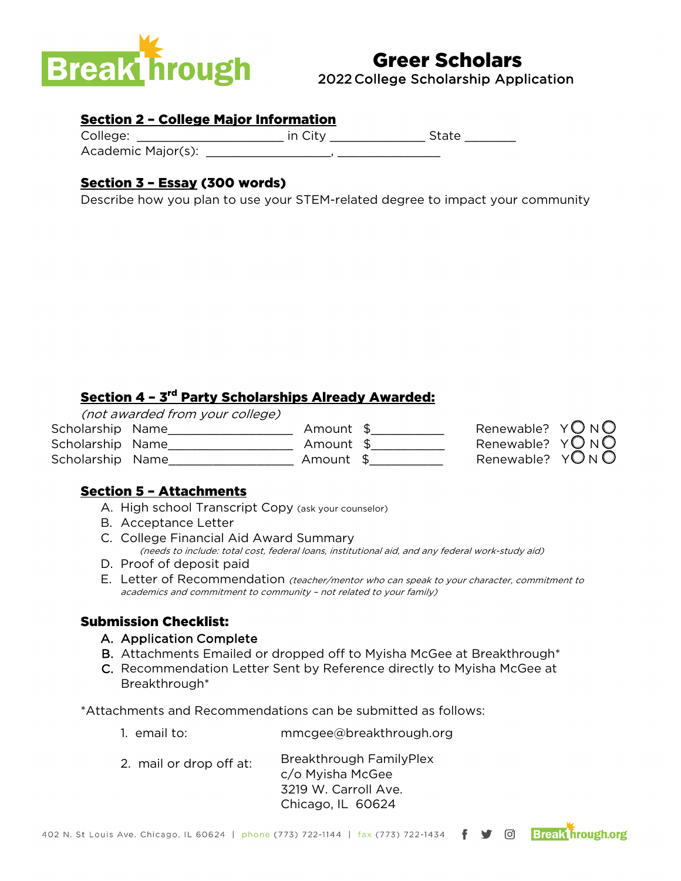# Greer Scholars
2022 College Scholarship Application

## Section 2 – College Major Information

College: ______________________ in City ______________ State ________

Academic Major(s): ___________________, ________________

## Section 3 – Essay (300 words)

Describe how you plan to use your STEM-related degree to impact your community

## Section 4 – 3rd Party Scholarships Already Awarded:

*(not awarded from your college)*

Scholarship Name__________________ Amount $___________ Renewable? Y○ N○

Scholarship Name__________________ Amount $___________ Renewable? Y○ N○

Scholarship Name__________________ Amount $___________ Renewable? Y○ N○

## Section 5 – Attachments

A. High school Transcript Copy (ask your counselor)
B. Acceptance Letter
C. College Financial Aid Award Summary
   *(needs to include: total cost, federal loans, institutional aid, and any federal work-study aid)*
D. Proof of deposit paid
E. Letter of Recommendation *(teacher/mentor who can speak to your character, commitment to academics and commitment to community – not related to your family)*

## Submission Checklist:

A. Application Complete
B. Attachments Emailed or dropped off to Myisha McGee at Breakthrough*
C. Recommendation Letter Sent by Reference directly to Myisha McGee at Breakthrough*

*Attachments and Recommendations can be submitted as follows:

1. email to: mmcgee@breakthrough.org

2. mail or drop off at:
   Breakthrough FamilyPlex
   c/o Myisha McGee
   3219 W. Carroll Ave.
   Chicago, IL 60624